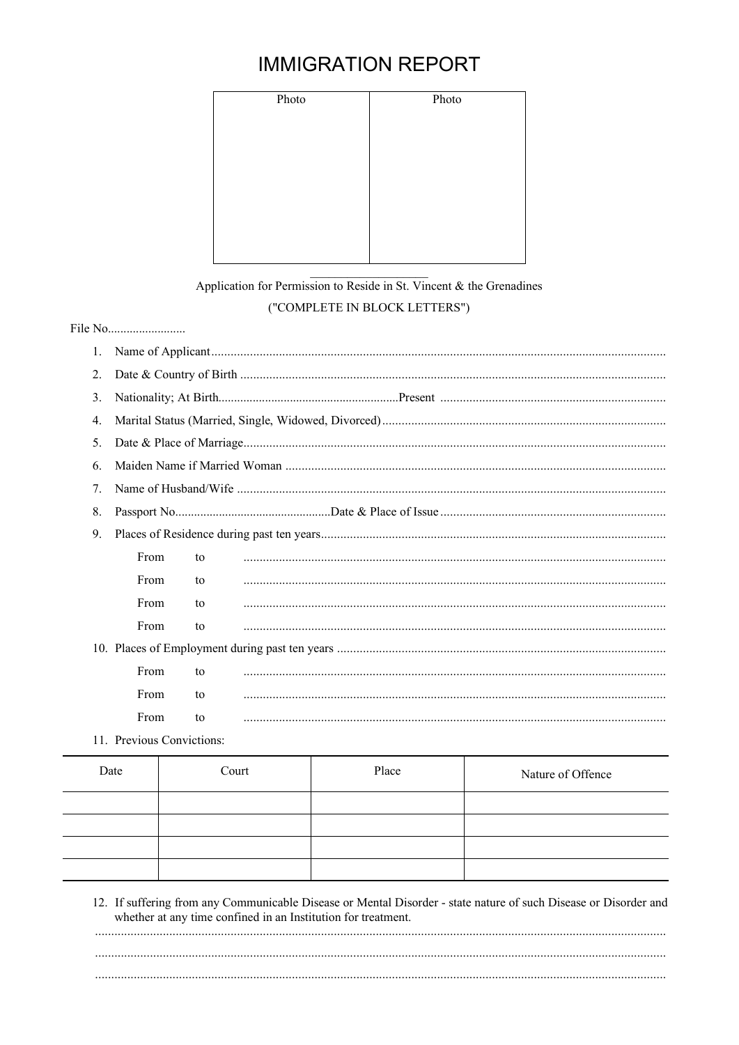# IMMIGRATION REPORT

| Photo | Photo |
|---|---|
| | |

Application for Permission to Reside in St. Vincent & the Grenadines

("COMPLETE IN BLOCK LETTERS")

File No.........................

1. Name of Applicant..........................................................................................................................................
2. Date & Country of Birth ..................................................................................................................................
3. Nationality; At Birth.........................................................Present .....................................................................
4. Marital Status (Married, Single, Widowed, Divorced).......................................................................................
5. Date & Place of Marriage.................................................................................................................................
6. Maiden Name if Married Woman ....................................................................................................................
7. Name of Husband/Wife ...................................................................................................................................
8. Passport No.................................................Date & Place of Issue .....................................................................
9. Places of Residence during past ten years.........................................................................................................

   From to ................................................................................................................................

   From to ................................................................................................................................

   From to ................................................................................................................................

   From to ................................................................................................................................

10. Places of Employment during past ten years ....................................................................................................

    From to ................................................................................................................................

    From to ................................................................................................................................

    From to ................................................................................................................................

11. Previous Convictions:

| Date | Court | Place | Nature of Offence |
|---|---|---|---|
| | | | |
| | | | |
| | | | |
| | | | |

12. If suffering from any Communicable Disease or Mental Disorder - state nature of such Disease or Disorder and whether at any time confined in an Institution for treatment.

.............................................................................................................................................................

.............................................................................................................................................................

.............................................................................................................................................................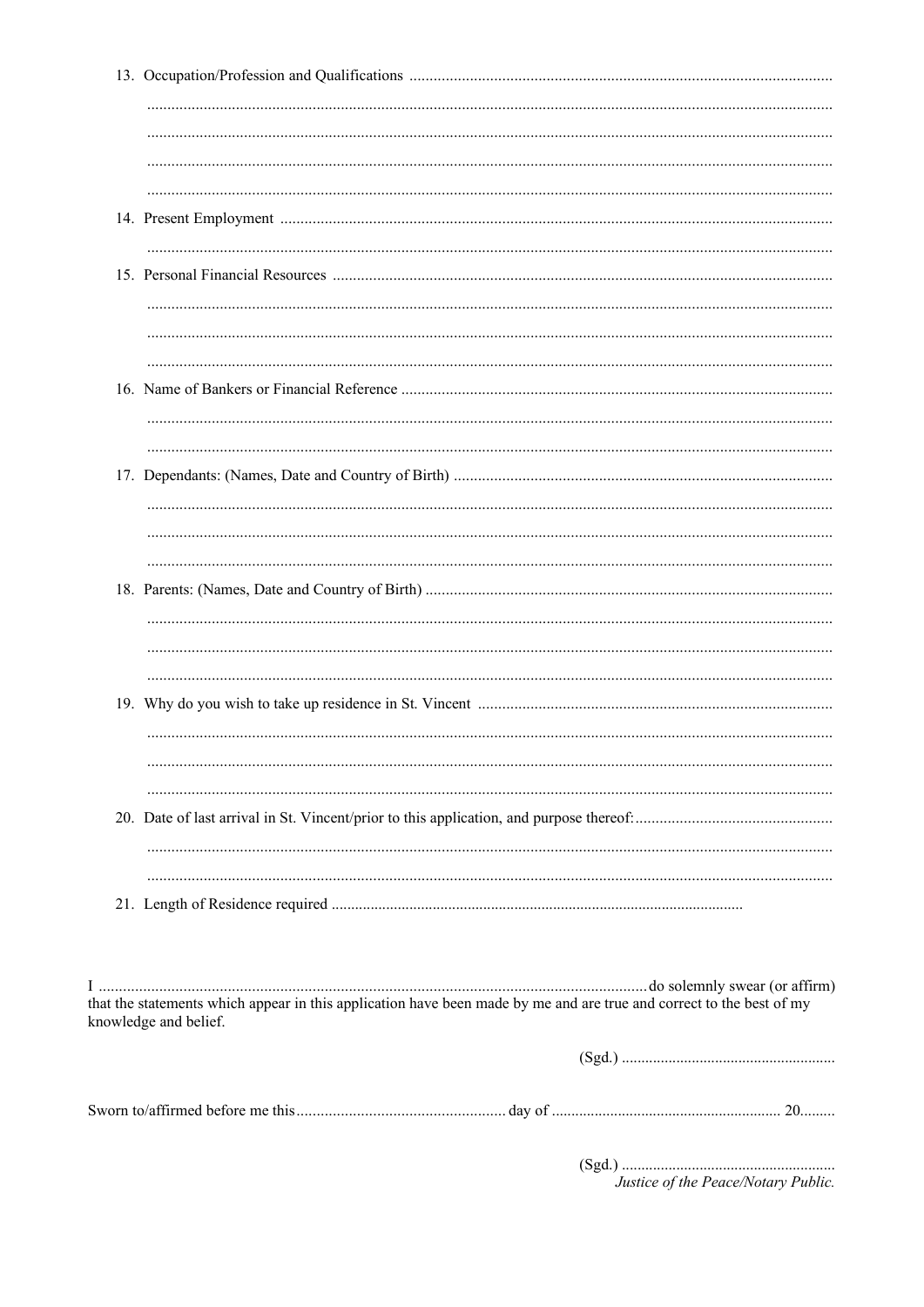13. Occupation/Profession and Qualifications ........................................................................................................
    .......................................................................................................................................................
    .......................................................................................................................................................
    .......................................................................................................................................................
    .......................................................................................................................................................
14. Present Employment .......................................................................................................................................
    .......................................................................................................................................................
15. Personal Financial Resources ..........................................................................................................................
    .......................................................................................................................................................
    .......................................................................................................................................................
    .......................................................................................................................................................
16. Name of Bankers or Financial Reference ..........................................................................................................
    .......................................................................................................................................................
    .......................................................................................................................................................
17. Dependants: (Names, Date and Country of Birth) .............................................................................................
    .......................................................................................................................................................
    .......................................................................................................................................................
    .......................................................................................................................................................
18. Parents: (Names, Date and Country of Birth) .....................................................................................................
    .......................................................................................................................................................
    .......................................................................................................................................................
    .......................................................................................................................................................
19. Why do you wish to take up residence in St. Vincent .......................................................................................
    .......................................................................................................................................................
    .......................................................................................................................................................
    .......................................................................................................................................................
20. Date of last arrival in St. Vincent/prior to this application, and purpose thereof:..................................................
    .......................................................................................................................................................
    .......................................................................................................................................................
21. Length of Residence required ........................................................................................................

I ....................................................................................................................................... do solemnly swear (or affirm) that the statements which appear in this application have been made by me and are true and correct to the best of my knowledge and belief.

(Sgd.) ......................................................

Sworn to/affirmed before me this.................................................... day of .......................................................... 20.........

(Sgd.) ......................................................
*Justice of the Peace/Notary Public.*